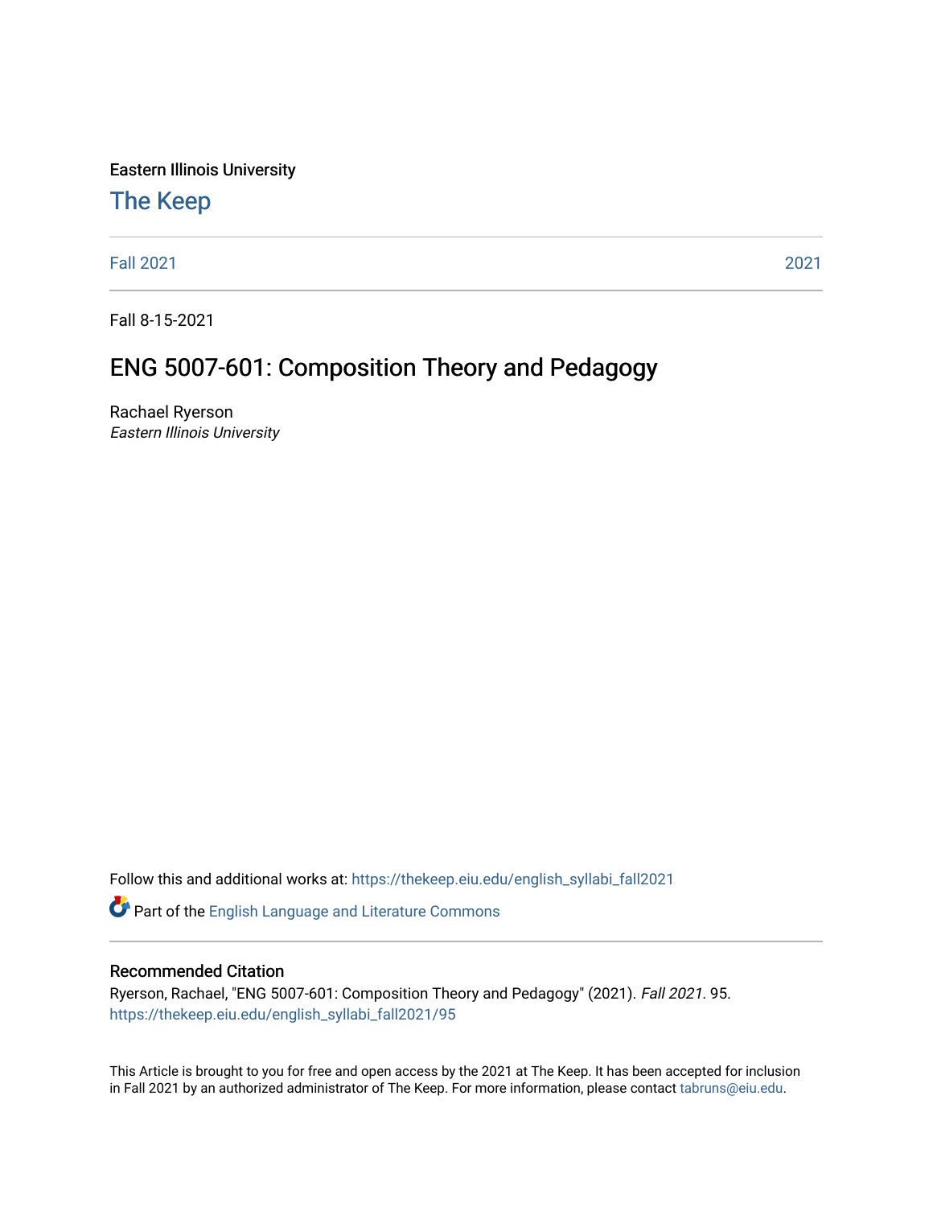Eastern Illinois University

## The Keep

Fall 2021 | 2021

---

Fall 8-15-2021

# ENG 5007-601: Composition Theory and Pedagogy

Rachael Ryerson
*Eastern Illinois University*

Follow this and additional works at: https://thekeep.eiu.edu/english_syllabi_fall2021

Part of the English Language and Literature Commons

### Recommended Citation

Ryerson, Rachael, "ENG 5007-601: Composition Theory and Pedagogy" (2021). *Fall 2021*. 95.
https://thekeep.eiu.edu/english_syllabi_fall2021/95

This Article is brought to you for free and open access by the 2021 at The Keep. It has been accepted for inclusion in Fall 2021 by an authorized administrator of The Keep. For more information, please contact tabruns@eiu.edu.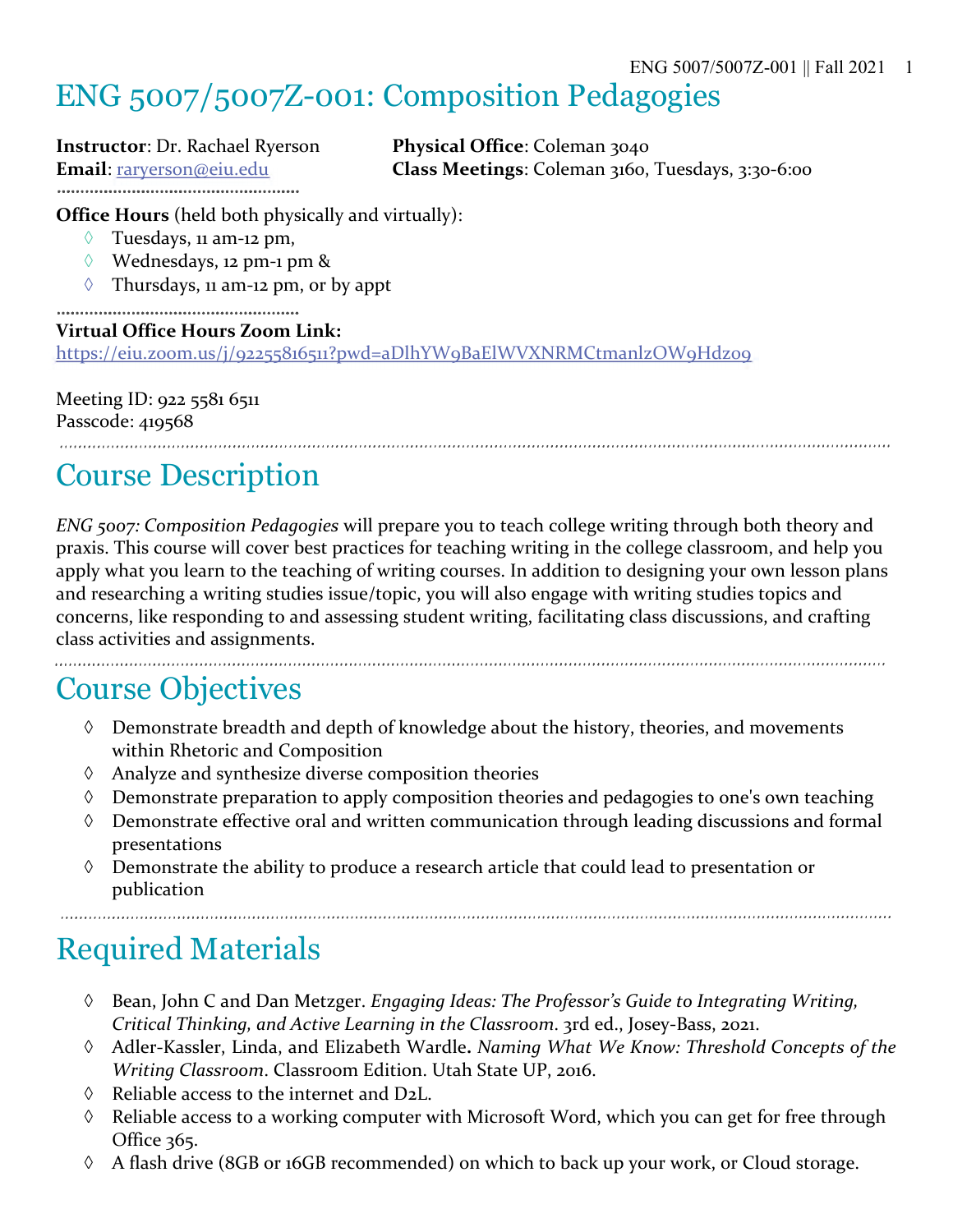# ENG 5007/5007Z-001: Composition Pedagogies

**Instructor**: Dr. Rachael Ryerson
**Email**: raryerson@eiu.edu

**Physical Office**: Coleman 3040
**Class Meetings**: Coleman 3160, Tuesdays, 3:30-6:00

**Office Hours** (held both physically and virtually):

- Tuesdays, 11 am-12 pm,
- Wednesdays, 12 pm-1 pm &
- Thursdays, 11 am-12 pm, or by appt

**Virtual Office Hours Zoom Link:**
https://eiu.zoom.us/j/92255816511?pwd=aDlhYW9BaElWVXNRMCtmanlzOW9Hdz09

Meeting ID: 922 5581 6511
Passcode: 419568

## Course Description

*ENG 5007: Composition Pedagogies* will prepare you to teach college writing through both theory and praxis. This course will cover best practices for teaching writing in the college classroom, and help you apply what you learn to the teaching of writing courses. In addition to designing your own lesson plans and researching a writing studies issue/topic, you will also engage with writing studies topics and concerns, like responding to and assessing student writing, facilitating class discussions, and crafting class activities and assignments.

## Course Objectives

- Demonstrate breadth and depth of knowledge about the history, theories, and movements within Rhetoric and Composition
- Analyze and synthesize diverse composition theories
- Demonstrate preparation to apply composition theories and pedagogies to one's own teaching
- Demonstrate effective oral and written communication through leading discussions and formal presentations
- Demonstrate the ability to produce a research article that could lead to presentation or publication

## Required Materials

- Bean, John C and Dan Metzger. *Engaging Ideas: The Professor's Guide to Integrating Writing, Critical Thinking, and Active Learning in the Classroom*. 3rd ed., Josey-Bass, 2021.
- Adler-Kassler, Linda, and Elizabeth Wardle**.** *Naming What We Know: Threshold Concepts of the Writing Classroom*. Classroom Edition. Utah State UP, 2016.
- Reliable access to the internet and D2L.
- Reliable access to a working computer with Microsoft Word, which you can get for free through Office 365.
- A flash drive (8GB or 16GB recommended) on which to back up your work, or Cloud storage.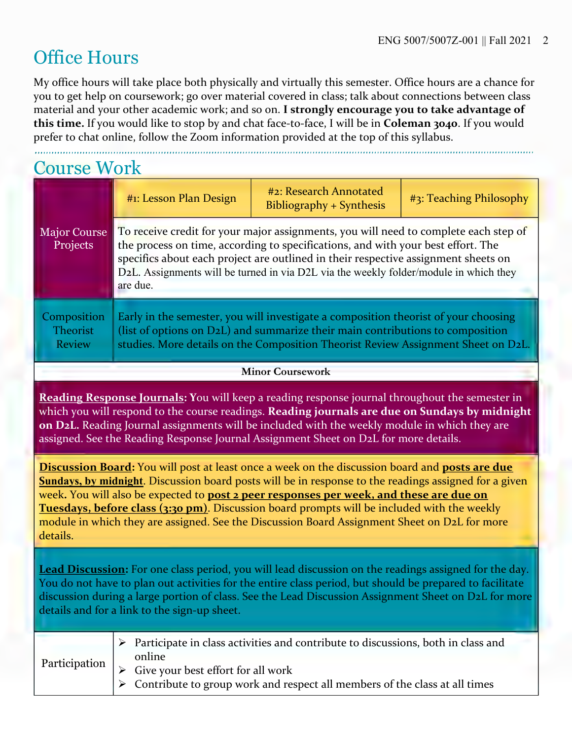## Office Hours

My office hours will take place both physically and virtually this semester. Office hours are a chance for you to get help on coursework; go over material covered in class; talk about connections between class material and your other academic work; and so on. **I strongly encourage you to take advantage of this time.** If you would like to stop by and chat face-to-face, I will be in **Coleman 3040**. If you would prefer to chat online, follow the Zoom information provided at the top of this syllabus.

## Course Work

| | #1: Lesson Plan Design | #2: Research Annotated Bibliography + Synthesis | #3: Teaching Philosophy |
|---|---|---|---|
| Major Course Projects | To receive credit for your major assignments, you will need to complete each step of the process on time, according to specifications, and with your best effort. The specifics about each project are outlined in their respective assignment sheets on D2L. Assignments will be turned in via D2L via the weekly folder/module in which they are due. | | |
| Composition Theorist Review | Early in the semester, you will investigate a composition theorist of your choosing (list of options on D2L) and summarize their main contributions to composition studies. More details on the Composition Theorist Review Assignment Sheet on D2L. | | |

**Minor Coursework**

**Reading Response Journals:** You will keep a reading response journal throughout the semester in which you will respond to the course readings. **Reading journals are due on Sundays by midnight on D2L.** Reading Journal assignments will be included with the weekly module in which they are assigned. See the Reading Response Journal Assignment Sheet on D2L for more details.

**Discussion Board:** You will post at least once a week on the discussion board and **posts are due Sundays, by midnight**. Discussion board posts will be in response to the readings assigned for a given week. You will also be expected to **post 2 peer responses per week, and these are due on Tuesdays, before class (3:30 pm)**. Discussion board prompts will be included with the weekly module in which they are assigned. See the Discussion Board Assignment Sheet on D2L for more details.

**Lead Discussion:** For one class period, you will lead discussion on the readings assigned for the day. You do not have to plan out activities for the entire class period, but should be prepared to facilitate discussion during a large portion of class. See the Lead Discussion Assignment Sheet on D2L for more details and for a link to the sign-up sheet.

**Participation**

- Participate in class activities and contribute to discussions, both in class and online
- Give your best effort for all work
- Contribute to group work and respect all members of the class at all times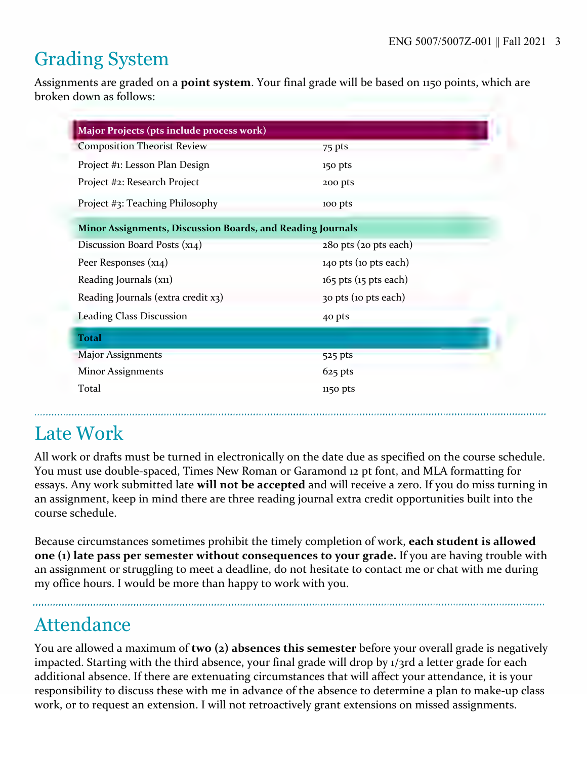## Grading System

Assignments are graded on a **point system**. Your final grade will be based on 1150 points, which are broken down as follows:

| **Major Projects (pts include process work)** | |
|---|---|
| Composition Theorist Review | 75 pts |
| Project #1: Lesson Plan Design | 150 pts |
| Project #2: Research Project | 200 pts |
| Project #3: Teaching Philosophy | 100 pts |
| **Minor Assignments, Discussion Boards, and Reading Journals** | |
| Discussion Board Posts (x14) | 280 pts (20 pts each) |
| Peer Responses (x14) | 140 pts (10 pts each) |
| Reading Journals (x11) | 165 pts (15 pts each) |
| Reading Journals (extra credit x3) | 30 pts (10 pts each) |
| Leading Class Discussion | 40 pts |
| **Total** | |
| Major Assignments | 525 pts |
| Minor Assignments | 625 pts |
| Total | 1150 pts |

## Late Work

All work or drafts must be turned in electronically on the date due as specified on the course schedule. You must use double-spaced, Times New Roman or Garamond 12 pt font, and MLA formatting for essays. Any work submitted late **will not be accepted** and will receive a zero. If you do miss turning in an assignment, keep in mind there are three reading journal extra credit opportunities built into the course schedule.

Because circumstances sometimes prohibit the timely completion of work, **each student is allowed one (1) late pass per semester without consequences to your grade.** If you are having trouble with an assignment or struggling to meet a deadline, do not hesitate to contact me or chat with me during my office hours. I would be more than happy to work with you.

## Attendance

You are allowed a maximum of **two (2) absences this semester** before your overall grade is negatively impacted. Starting with the third absence, your final grade will drop by 1/3rd a letter grade for each additional absence. If there are extenuating circumstances that will affect your attendance, it is your responsibility to discuss these with me in advance of the absence to determine a plan to make-up class work, or to request an extension. I will not retroactively grant extensions on missed assignments.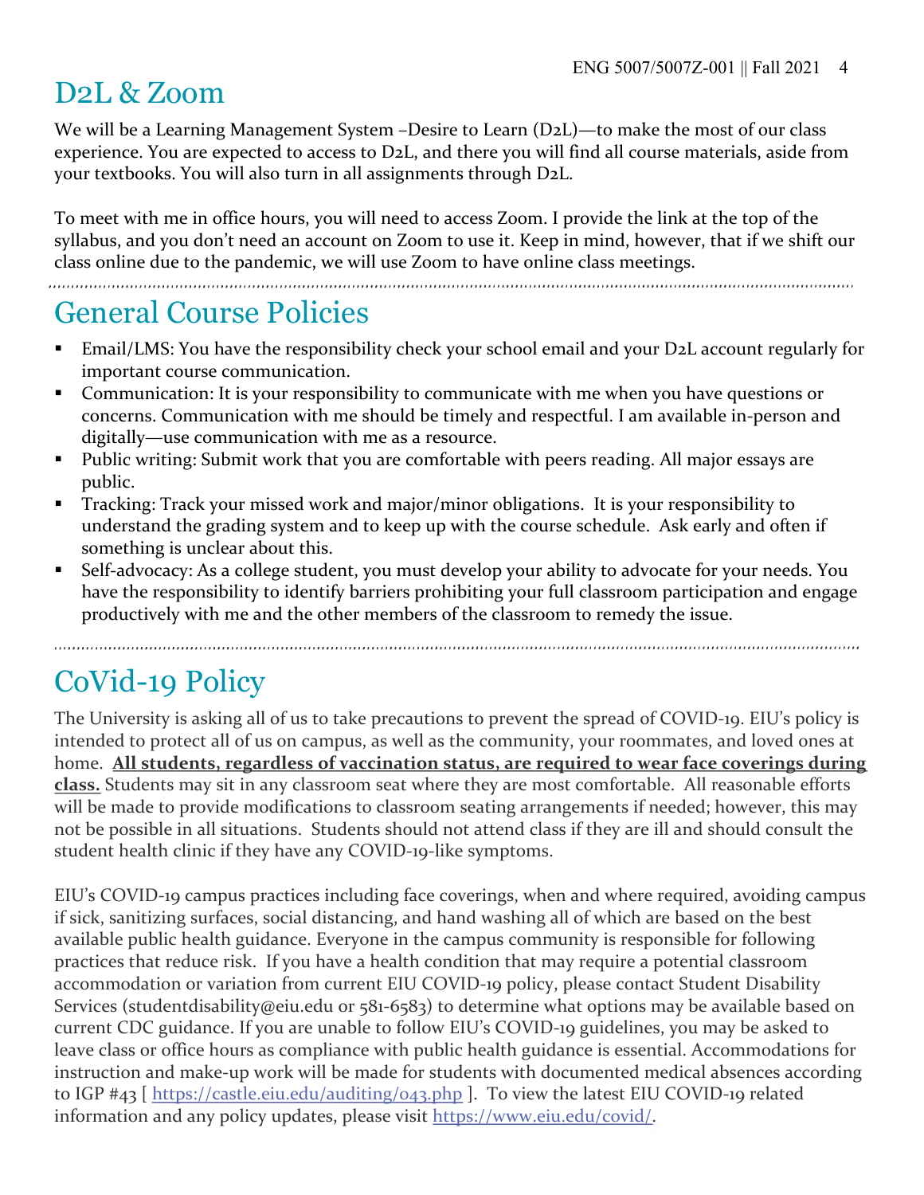## D2L & Zoom

We will be a Learning Management System –Desire to Learn (D2L)—to make the most of our class experience. You are expected to access to D2L, and there you will find all course materials, aside from your textbooks. You will also turn in all assignments through D2L.

To meet with me in office hours, you will need to access Zoom. I provide the link at the top of the syllabus, and you don't need an account on Zoom to use it. Keep in mind, however, that if we shift our class online due to the pandemic, we will use Zoom to have online class meetings.

## General Course Policies

- Email/LMS: You have the responsibility check your school email and your D2L account regularly for important course communication.
- Communication: It is your responsibility to communicate with me when you have questions or concerns. Communication with me should be timely and respectful. I am available in-person and digitally—use communication with me as a resource.
- Public writing: Submit work that you are comfortable with peers reading. All major essays are public.
- Tracking: Track your missed work and major/minor obligations. It is your responsibility to understand the grading system and to keep up with the course schedule. Ask early and often if something is unclear about this.
- Self-advocacy: As a college student, you must develop your ability to advocate for your needs. You have the responsibility to identify barriers prohibiting your full classroom participation and engage productively with me and the other members of the classroom to remedy the issue.

## CoVid-19 Policy

The University is asking all of us to take precautions to prevent the spread of COVID-19. EIU's policy is intended to protect all of us on campus, as well as the community, your roommates, and loved ones at home. **All students, regardless of vaccination status, are required to wear face coverings during class.** Students may sit in any classroom seat where they are most comfortable. All reasonable efforts will be made to provide modifications to classroom seating arrangements if needed; however, this may not be possible in all situations. Students should not attend class if they are ill and should consult the student health clinic if they have any COVID-19-like symptoms.

EIU's COVID-19 campus practices including face coverings, when and where required, avoiding campus if sick, sanitizing surfaces, social distancing, and hand washing all of which are based on the best available public health guidance. Everyone in the campus community is responsible for following practices that reduce risk. If you have a health condition that may require a potential classroom accommodation or variation from current EIU COVID-19 policy, please contact Student Disability Services (studentdisability@eiu.edu or 581-6583) to determine what options may be available based on current CDC guidance. If you are unable to follow EIU's COVID-19 guidelines, you may be asked to leave class or office hours as compliance with public health guidance is essential. Accommodations for instruction and make-up work will be made for students with documented medical absences according to IGP #43 [ https://castle.eiu.edu/auditing/043.php ]. To view the latest EIU COVID-19 related information and any policy updates, please visit https://www.eiu.edu/covid/.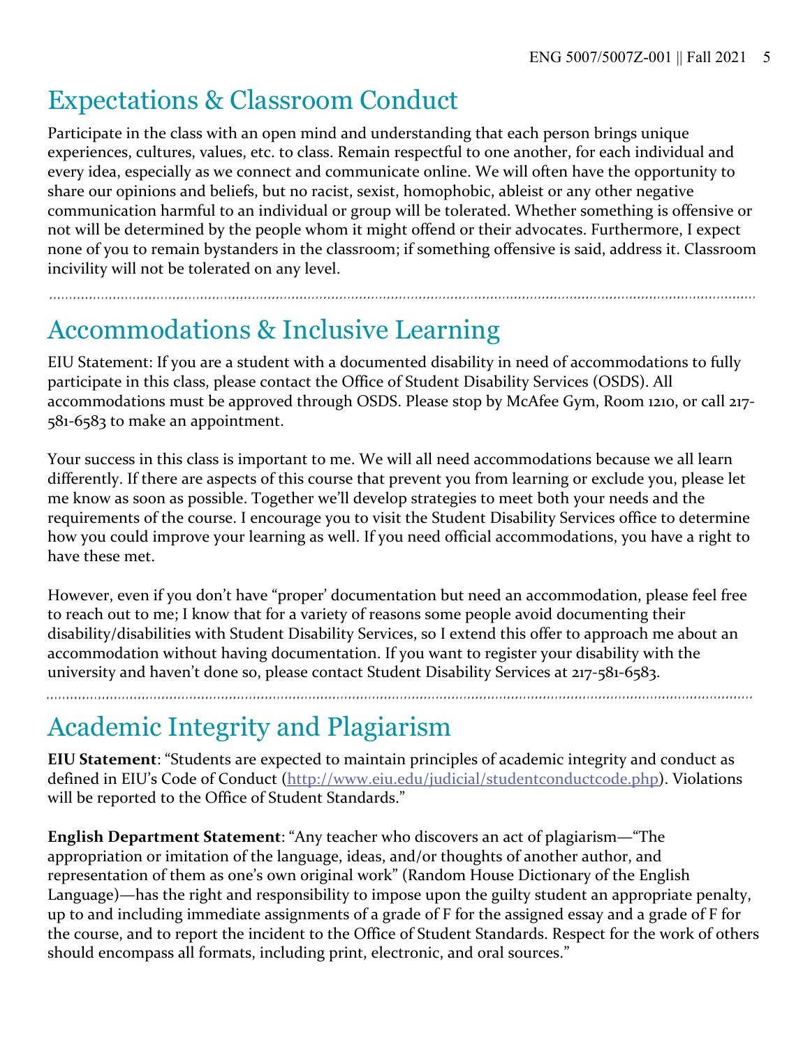## Expectations & Classroom Conduct

Participate in the class with an open mind and understanding that each person brings unique experiences, cultures, values, etc. to class. Remain respectful to one another, for each individual and every idea, especially as we connect and communicate online. We will often have the opportunity to share our opinions and beliefs, but no racist, sexist, homophobic, ableist or any other negative communication harmful to an individual or group will be tolerated. Whether something is offensive or not will be determined by the people whom it might offend or their advocates. Furthermore, I expect none of you to remain bystanders in the classroom; if something offensive is said, address it. Classroom incivility will not be tolerated on any level.

## Accommodations & Inclusive Learning

EIU Statement: If you are a student with a documented disability in need of accommodations to fully participate in this class, please contact the Office of Student Disability Services (OSDS). All accommodations must be approved through OSDS. Please stop by McAfee Gym, Room 1210, or call 217-581-6583 to make an appointment.

Your success in this class is important to me. We will all need accommodations because we all learn differently. If there are aspects of this course that prevent you from learning or exclude you, please let me know as soon as possible. Together we'll develop strategies to meet both your needs and the requirements of the course. I encourage you to visit the Student Disability Services office to determine how you could improve your learning as well. If you need official accommodations, you have a right to have these met.

However, even if you don't have "proper' documentation but need an accommodation, please feel free to reach out to me; I know that for a variety of reasons some people avoid documenting their disability/disabilities with Student Disability Services, so I extend this offer to approach me about an accommodation without having documentation. If you want to register your disability with the university and haven't done so, please contact Student Disability Services at 217-581-6583.

## Academic Integrity and Plagiarism

**EIU Statement**: "Students are expected to maintain principles of academic integrity and conduct as defined in EIU's Code of Conduct (http://www.eiu.edu/judicial/studentconductcode.php). Violations will be reported to the Office of Student Standards."

**English Department Statement**: "Any teacher who discovers an act of plagiarism—"The appropriation or imitation of the language, ideas, and/or thoughts of another author, and representation of them as one's own original work" (Random House Dictionary of the English Language)—has the right and responsibility to impose upon the guilty student an appropriate penalty, up to and including immediate assignments of a grade of F for the assigned essay and a grade of F for the course, and to report the incident to the Office of Student Standards. Respect for the work of others should encompass all formats, including print, electronic, and oral sources."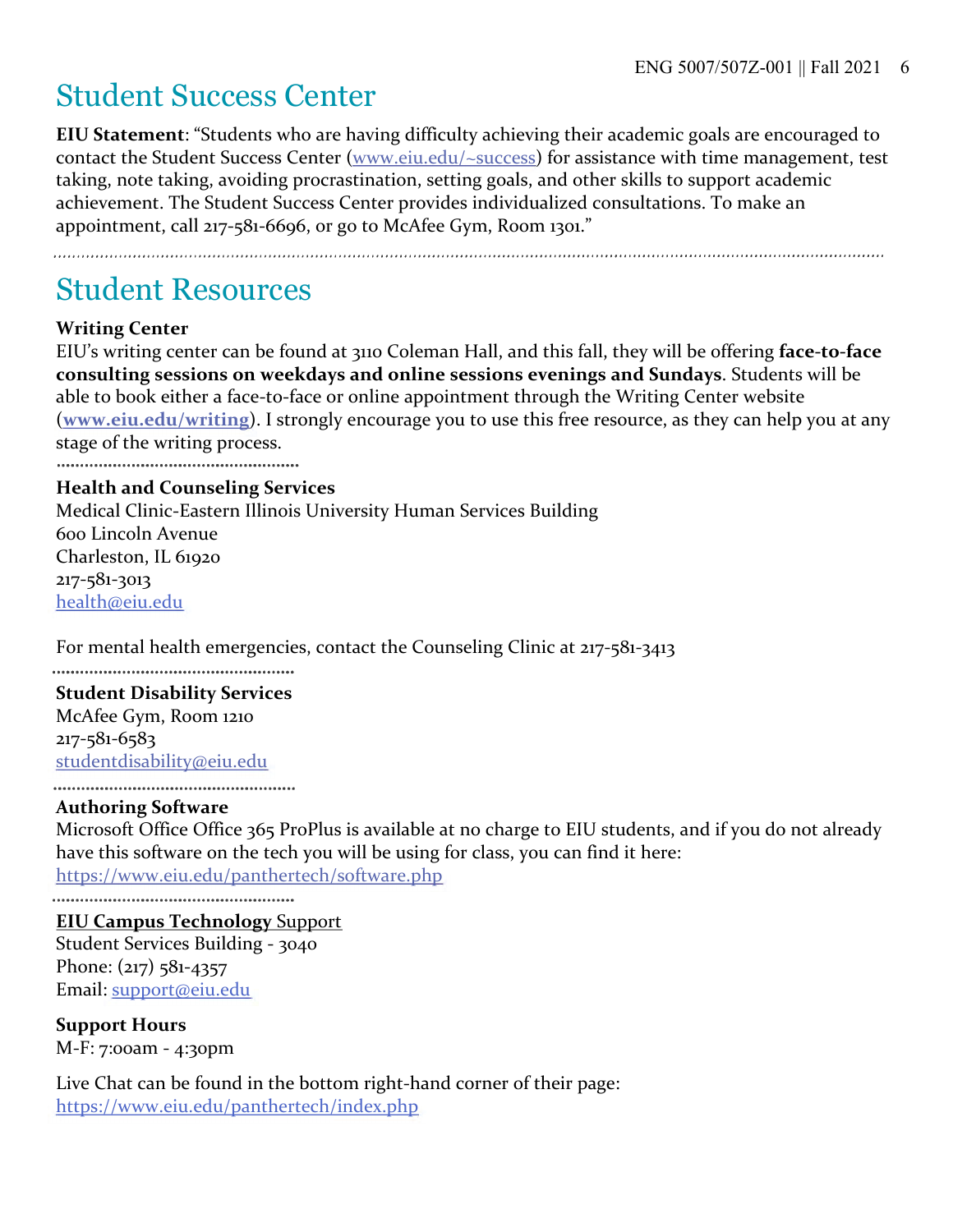# Student Success Center

**EIU Statement**: "Students who are having difficulty achieving their academic goals are encouraged to contact the Student Success Center (www.eiu.edu/~success) for assistance with time management, test taking, note taking, avoiding procrastination, setting goals, and other skills to support academic achievement. The Student Success Center provides individualized consultations. To make an appointment, call 217-581-6696, or go to McAfee Gym, Room 1301."

# Student Resources

**Writing Center**

EIU's writing center can be found at 3110 Coleman Hall, and this fall, they will be offering **face-to-face consulting sessions on weekdays and online sessions evenings and Sundays**. Students will be able to book either a face-to-face or online appointment through the Writing Center website (**www.eiu.edu/writing**). I strongly encourage you to use this free resource, as they can help you at any stage of the writing process.

**Health and Counseling Services**

Medical Clinic-Eastern Illinois University Human Services Building
600 Lincoln Avenue
Charleston, IL 61920
217-581-3013
health@eiu.edu

For mental health emergencies, contact the Counseling Clinic at 217-581-3413

**Student Disability Services**

McAfee Gym, Room 1210
217-581-6583
studentdisability@eiu.edu

**Authoring Software**

Microsoft Office Office 365 ProPlus is available at no charge to EIU students, and if you do not already have this software on the tech you will be using for class, you can find it here:
https://www.eiu.edu/panthertech/software.php

**EIU Campus Technology** Support

Student Services Building - 3040
Phone: (217) 581-4357
Email: support@eiu.edu

**Support Hours**

M-F: 7:00am - 4:30pm

Live Chat can be found in the bottom right-hand corner of their page:
https://www.eiu.edu/panthertech/index.php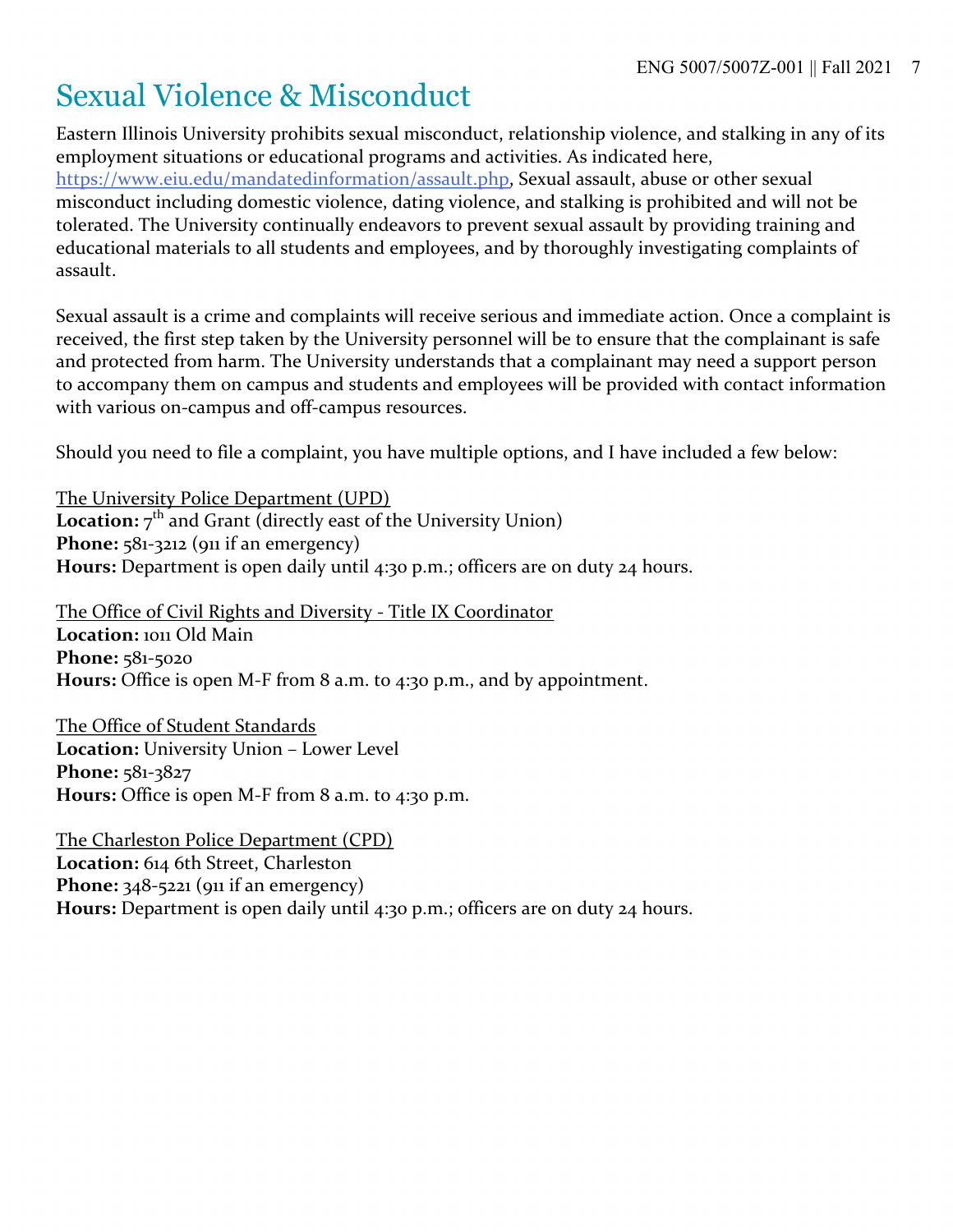# Sexual Violence & Misconduct

Eastern Illinois University prohibits sexual misconduct, relationship violence, and stalking in any of its employment situations or educational programs and activities. As indicated here, [https://www.eiu.edu/mandatedinformation/assault.php](https://www.eiu.edu/mandatedinformation/assault.php), Sexual assault, abuse or other sexual misconduct including domestic violence, dating violence, and stalking is prohibited and will not be tolerated. The University continually endeavors to prevent sexual assault by providing training and educational materials to all students and employees, and by thoroughly investigating complaints of assault.

Sexual assault is a crime and complaints will receive serious and immediate action. Once a complaint is received, the first step taken by the University personnel will be to ensure that the complainant is safe and protected from harm. The University understands that a complainant may need a support person to accompany them on campus and students and employees will be provided with contact information with various on-campus and off-campus resources.

Should you need to file a complaint, you have multiple options, and I have included a few below:

The University Police Department (UPD)
**Location:** 7th and Grant (directly east of the University Union)
**Phone:** 581-3212 (911 if an emergency)
**Hours:** Department is open daily until 4:30 p.m.; officers are on duty 24 hours.

The Office of Civil Rights and Diversity - Title IX Coordinator
**Location:** 1011 Old Main
**Phone:** 581-5020
**Hours:** Office is open M-F from 8 a.m. to 4:30 p.m., and by appointment.

The Office of Student Standards
**Location:** University Union – Lower Level
**Phone:** 581-3827
**Hours:** Office is open M-F from 8 a.m. to 4:30 p.m.

The Charleston Police Department (CPD)
**Location:** 614 6th Street, Charleston
**Phone:** 348-5221 (911 if an emergency)
**Hours:** Department is open daily until 4:30 p.m.; officers are on duty 24 hours.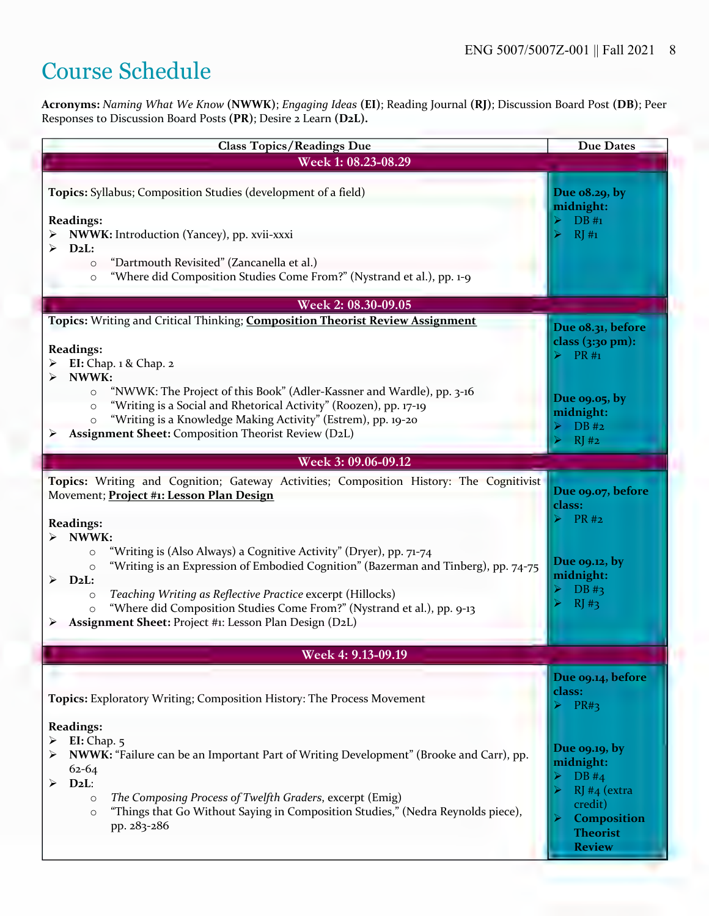# Course Schedule

**Acronyms:** *Naming What We Know* **(NWWK)**; *Engaging Ideas* **(EI)**; Reading Journal **(RJ)**; Discussion Board Post **(DB)**; Peer Responses to Discussion Board Posts **(PR)**; Desire 2 Learn **(D2L).**

| Class Topics/Readings Due | Due Dates |
|---|---|
| **Week 1: 08.23-08.29** | |
| **Topics:** Syllabus; Composition Studies (development of a field)<br><br>**Readings:**<br>➢ **NWWK:** Introduction (Yancey), pp. xvii-xxxi<br>➢ **D2L:**<br>○ "Dartmouth Revisited" (Zancanella et al.)<br>○ "Where did Composition Studies Come From?" (Nystrand et al.), pp. 1-9 | **Due 08.29, by midnight:**<br>➢ DB #1<br>➢ RJ #1 |
| **Week 2: 08.30-09.05** | |
| **Topics:** Writing and Critical Thinking; **Composition Theorist Review Assignment**<br><br>**Readings:**<br>➢ **EI:** Chap. 1 & Chap. 2<br>➢ **NWWK:**<br>○ "NWWK: The Project of this Book" (Adler-Kassner and Wardle), pp. 3-16<br>○ "Writing is a Social and Rhetorical Activity" (Roozen), pp. 17-19<br>○ "Writing is a Knowledge Making Activity" (Estrem), pp. 19-20<br>➢ **Assignment Sheet:** Composition Theorist Review (D2L) | **Due 08.31, before class (3:30 pm):**<br>➢ PR #1<br><br>**Due 09.05, by midnight:**<br>➢ DB #2<br>➢ RJ #2 |
| **Week 3: 09.06-09.12** | |
| **Topics:** Writing and Cognition; Gateway Activities; Composition History: The Cognitivist Movement; **Project #1: Lesson Plan Design**<br><br>**Readings:**<br>➢ **NWWK:**<br>○ "Writing is (Also Always) a Cognitive Activity" (Dryer), pp. 71-74<br>○ "Writing is an Expression of Embodied Cognition" (Bazerman and Tinberg), pp. 74-75<br>➢ **D2L:**<br>○ *Teaching Writing as Reflective Practice* excerpt (Hillocks)<br>○ "Where did Composition Studies Come From?" (Nystrand et al.), pp. 9-13<br>➢ **Assignment Sheet:** Project #1: Lesson Plan Design (D2L) | **Due 09.07, before class:**<br>➢ PR #2<br><br>**Due 09.12, by midnight:**<br>➢ DB #3<br>➢ RJ #3 |
| **Week 4: 9.13-09.19** | |
| **Topics:** Exploratory Writing; Composition History: The Process Movement<br><br>**Readings:**<br>➢ **EI:** Chap. 5<br>➢ **NWWK:** "Failure can be an Important Part of Writing Development" (Brooke and Carr), pp. 62-64<br>➢ **D2L**:<br>○ *The Composing Process of Twelfth Graders*, excerpt (Emig)<br>○ "Things that Go Without Saying in Composition Studies," (Nedra Reynolds piece), pp. 283-286 | **Due 09.14, before class:**<br>➢ PR#3<br><br>**Due 09.19, by midnight:**<br>➢ DB #4<br>➢ RJ #4 (extra credit)<br>➢ **Composition Theorist Review** |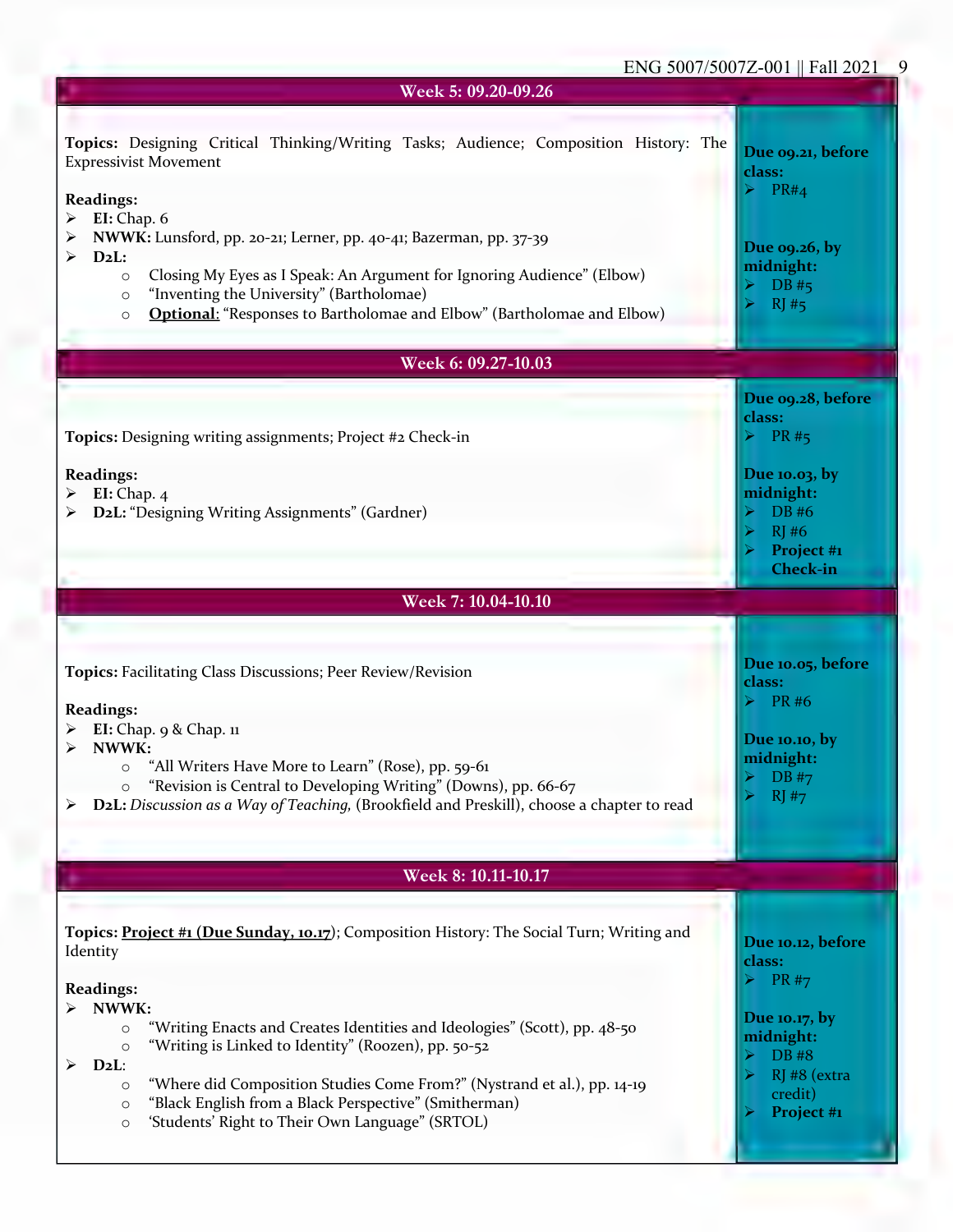## Week 5: 09.20-09.26

**Topics:** Designing Critical Thinking/Writing Tasks; Audience; Composition History: The Expressivist Movement

**Readings:**
- **EI:** Chap. 6
- **NWWK:** Lunsford, pp. 20-21; Lerner, pp. 40-41; Bazerman, pp. 37-39
- **D2L:**
  - Closing My Eyes as I Speak: An Argument for Ignoring Audience" (Elbow)
  - "Inventing the University" (Bartholomae)
  - **Optional:** "Responses to Bartholomae and Elbow" (Bartholomae and Elbow)

**Due 09.21, before class:**
- PR#4

**Due 09.26, by midnight:**
- DB #5
- RJ #5

## Week 6: 09.27-10.03

**Topics:** Designing writing assignments; Project #2 Check-in

**Readings:**
- **EI:** Chap. 4
- **D2L:** "Designing Writing Assignments" (Gardner)

**Due 09.28, before class:**
- PR #5

**Due 10.03, by midnight:**
- DB #6
- RJ #6
- **Project #1 Check-in**

## Week 7: 10.04-10.10

**Topics:** Facilitating Class Discussions; Peer Review/Revision

**Readings:**
- **EI:** Chap. 9 & Chap. 11
- **NWWK:**
  - "All Writers Have More to Learn" (Rose), pp. 59-61
  - "Revision is Central to Developing Writing" (Downs), pp. 66-67
- **D2L:** *Discussion as a Way of Teaching,* (Brookfield and Preskill), choose a chapter to read

**Due 10.05, before class:**
- PR #6

**Due 10.10, by midnight:**
- DB #7
- RJ #7

## Week 8: 10.11-10.17

**Topics:** **Project #1 (Due Sunday, 10.17)**; Composition History: The Social Turn; Writing and Identity

**Readings:**
- **NWWK:**
  - "Writing Enacts and Creates Identities and Ideologies" (Scott), pp. 48-50
  - "Writing is Linked to Identity" (Roozen), pp. 50-52
- **D2L**:
  - "Where did Composition Studies Come From?" (Nystrand et al.), pp. 14-19
  - "Black English from a Black Perspective" (Smitherman)
  - 'Students' Right to Their Own Language" (SRTOL)

**Due 10.12, before class:**
- PR #7

**Due 10.17, by midnight:**
- DB #8
- RJ #8 (extra credit)
- **Project #1**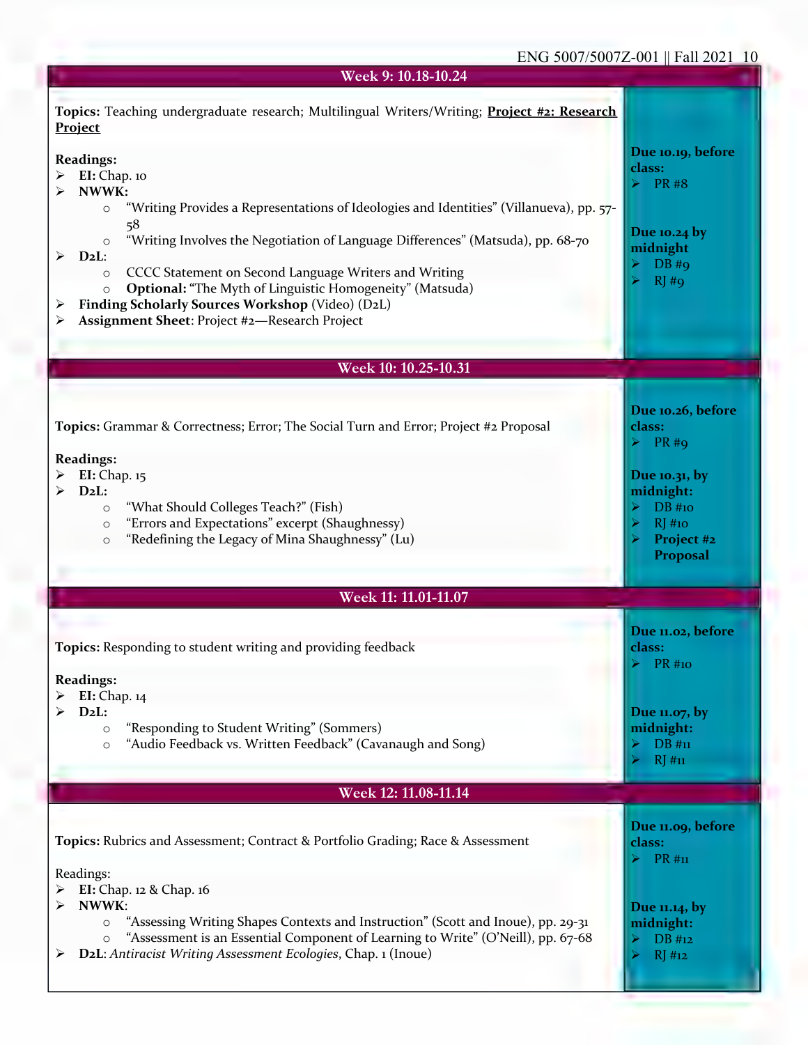## Week 9: 10.18-10.24

**Topics:** Teaching undergraduate research; Multilingual Writers/Writing; **Project #2: Research Project**

**Readings:**
- **EI:** Chap. 10
- **NWWK:**
  - "Writing Provides a Representations of Ideologies and Identities" (Villanueva), pp. 57-58
  - "Writing Involves the Negotiation of Language Differences" (Matsuda), pp. 68-70
- **D2L**:
  - CCCC Statement on Second Language Writers and Writing
  - **Optional:** "The Myth of Linguistic Homogeneity" (Matsuda)
- **Finding Scholarly Sources Workshop** (Video) (D2L)
- **Assignment Sheet**: Project #2—Research Project

**Due 10.19, before class:**
- PR #8

**Due 10.24 by midnight**
- DB #9
- RJ #9

## Week 10: 10.25-10.31

**Topics:** Grammar & Correctness; Error; The Social Turn and Error; Project #2 Proposal

**Readings:**
- **EI:** Chap. 15
- **D2L:**
  - "What Should Colleges Teach?" (Fish)
  - "Errors and Expectations" excerpt (Shaughnessy)
  - "Redefining the Legacy of Mina Shaughnessy" (Lu)

**Due 10.26, before class:**
- PR #9

**Due 10.31, by midnight:**
- DB #10
- RJ #10
- **Project #2 Proposal**

## Week 11: 11.01-11.07

**Topics:** Responding to student writing and providing feedback

**Readings:**
- **EI:** Chap. 14
- **D2L:**
  - "Responding to Student Writing" (Sommers)
  - "Audio Feedback vs. Written Feedback" (Cavanaugh and Song)

**Due 11.02, before class:**
- PR #10

**Due 11.07, by midnight:**
- DB #11
- RJ #11

## Week 12: 11.08-11.14

**Topics:** Rubrics and Assessment; Contract & Portfolio Grading; Race & Assessment

Readings:
- **EI:** Chap. 12 & Chap. 16
- **NWWK**:
  - "Assessing Writing Shapes Contexts and Instruction" (Scott and Inoue), pp. 29-31
  - "Assessment is an Essential Component of Learning to Write" (O'Neill), pp. 67-68
- **D2L**: *Antiracist Writing Assessment Ecologies*, Chap. 1 (Inoue)

**Due 11.09, before class:**
- PR #11

**Due 11.14, by midnight:**
- DB #12
- RJ #12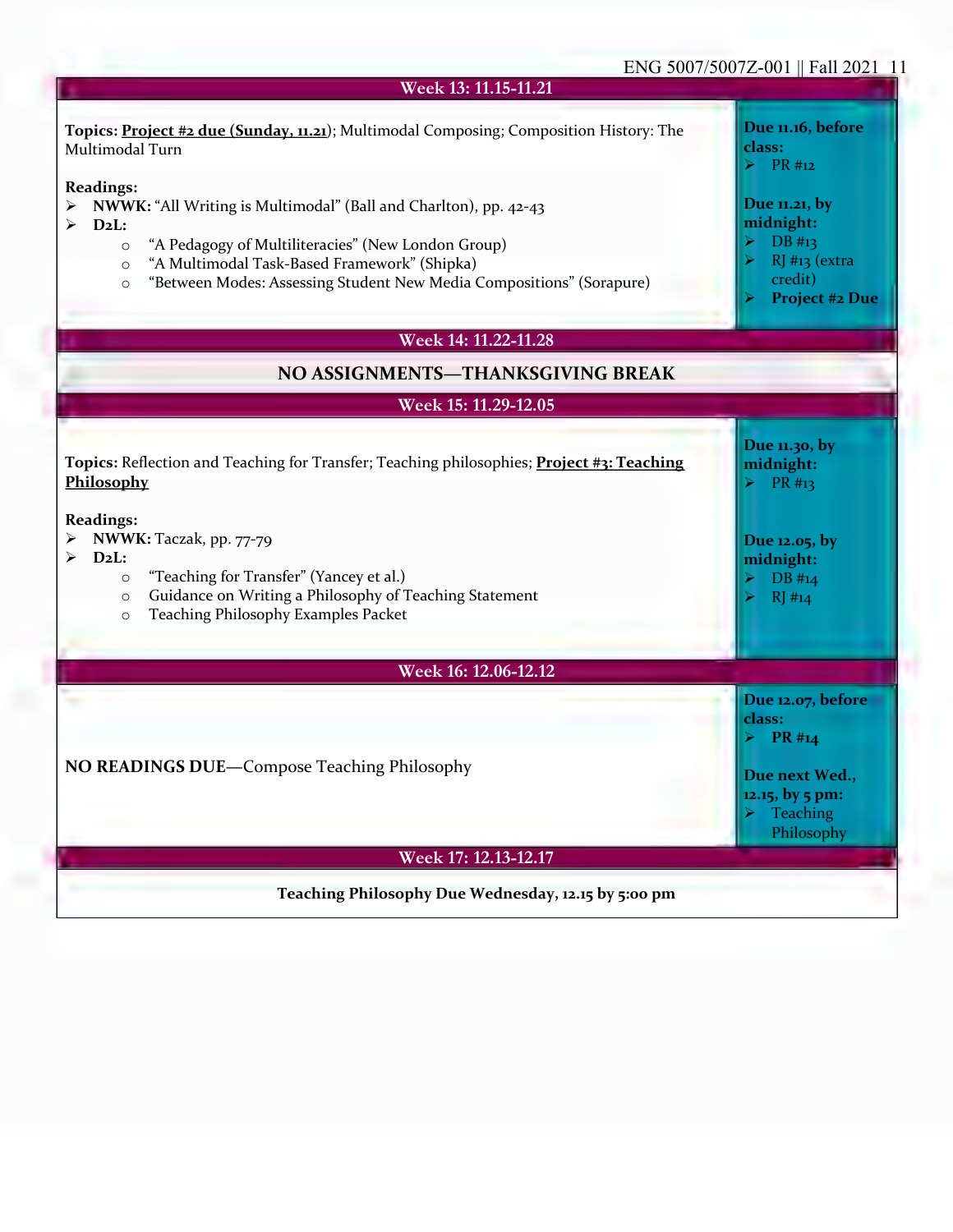| Week 13: 11.15-11.21 | |
| --- | --- |
| **Topics:** **Project #2 due (Sunday, 11.21)**; Multimodal Composing; Composition History: The Multimodal Turn<br><br>**Readings:**<br>➢ **NWWK:** "All Writing is Multimodal" (Ball and Charlton), pp. 42-43<br>➢ **D2L:**<br>○ "A Pedagogy of Multiliteracies" (New London Group)<br>○ "A Multimodal Task-Based Framework" (Shipka)<br>○ "Between Modes: Assessing Student New Media Compositions" (Sorapure) | **Due 11.16, before class:**<br>➢ PR #12<br><br>**Due 11.21, by midnight:**<br>➢ DB #13<br>➢ RJ #13 (extra credit)<br>➢ **Project #2 Due** |
| **Week 14: 11.22-11.28** | |
| **NO ASSIGNMENTS—THANKSGIVING BREAK** | |
| **Week 15: 11.29-12.05** | |
| **Topics:** Reflection and Teaching for Transfer; Teaching philosophies; **Project #3: Teaching Philosophy**<br><br>**Readings:**<br>➢ **NWWK:** Taczak, pp. 77-79<br>➢ **D2L:**<br>○ "Teaching for Transfer" (Yancey et al.)<br>○ Guidance on Writing a Philosophy of Teaching Statement<br>○ Teaching Philosophy Examples Packet | **Due 11.30, by midnight:**<br>➢ PR #13<br><br>**Due 12.05, by midnight:**<br>➢ DB #14<br>➢ RJ #14 |
| **Week 16: 12.06-12.12** | |
| **NO READINGS DUE**—Compose Teaching Philosophy | **Due 12.07, before class:**<br>➢ **PR #14**<br><br>**Due next Wed., 12.15, by 5 pm:**<br>➢ Teaching Philosophy |
| **Week 17: 12.13-12.17** | |
| **Teaching Philosophy Due Wednesday, 12.15 by 5:00 pm** | |